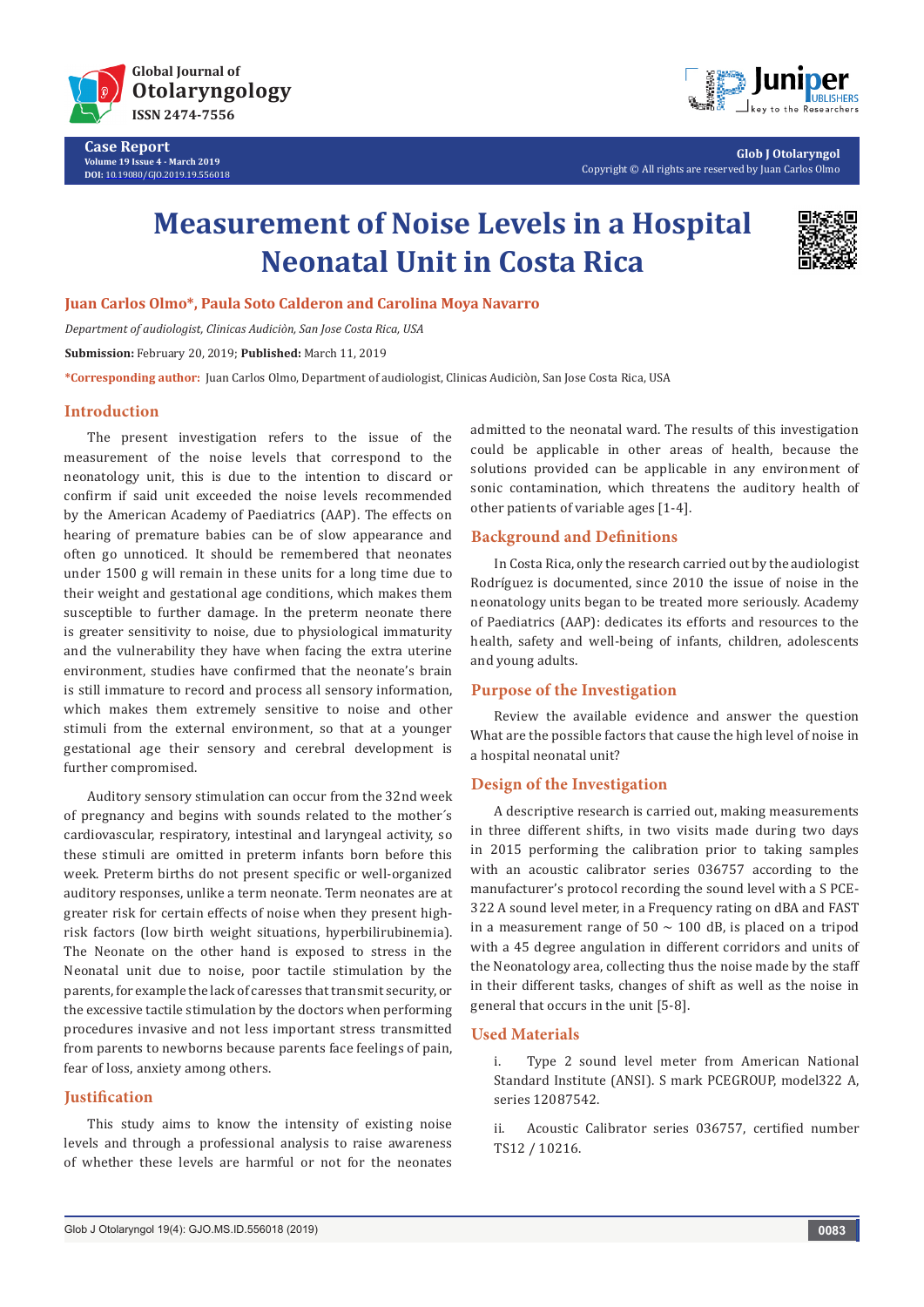# Measurement of Noise Levels in a Hospital Neonatal Unit in Costa Rica

**Juan Carlos Olmo*, Paula Soto Calderon and Carolina Moya Navarro**

*Department of audiologist, Clinicas Audiciòn, San Jose Costa Rica, USA*

**Submission:** February 20, 2019; **Published:** March 11, 2019

***Corresponding author:** Juan Carlos Olmo, Department of audiologist, Clinicas Audiciòn, San Jose Costa Rica, USA

## Introduction

The present investigation refers to the issue of the measurement of the noise levels that correspond to the neonatology unit, this is due to the intention to discard or confirm if said unit exceeded the noise levels recommended by the American Academy of Paediatrics (AAP). The effects on hearing of premature babies can be of slow appearance and often go unnoticed. It should be remembered that neonates under 1500 g will remain in these units for a long time due to their weight and gestational age conditions, which makes them susceptible to further damage. In the preterm neonate there is greater sensitivity to noise, due to physiological immaturity and the vulnerability they have when facing the extra uterine environment, studies have confirmed that the neonate's brain is still immature to record and process all sensory information, which makes them extremely sensitive to noise and other stimuli from the external environment, so that at a younger gestational age their sensory and cerebral development is further compromised.

Auditory sensory stimulation can occur from the 32nd week of pregnancy and begins with sounds related to the mother´s cardiovascular, respiratory, intestinal and laryngeal activity, so these stimuli are omitted in preterm infants born before this week. Preterm births do not present specific or well-organized auditory responses, unlike a term neonate. Term neonates are at greater risk for certain effects of noise when they present high-risk factors (low birth weight situations, hyperbilirubinemia). The Neonate on the other hand is exposed to stress in the Neonatal unit due to noise, poor tactile stimulation by the parents, for example the lack of caresses that transmit security, or the excessive tactile stimulation by the doctors when performing procedures invasive and not less important stress transmitted from parents to newborns because parents face feelings of pain, fear of loss, anxiety among others.

## Justification

This study aims to know the intensity of existing noise levels and through a professional analysis to raise awareness of whether these levels are harmful or not for the neonates admitted to the neonatal ward. The results of this investigation could be applicable in other areas of health, because the solutions provided can be applicable in any environment of sonic contamination, which threatens the auditory health of other patients of variable ages [1-4].

## Background and Definitions

In Costa Rica, only the research carried out by the audiologist Rodríguez is documented, since 2010 the issue of noise in the neonatology units began to be treated more seriously. Academy of Paediatrics (AAP): dedicates its efforts and resources to the health, safety and well-being of infants, children, adolescents and young adults.

## Purpose of the Investigation

Review the available evidence and answer the question What are the possible factors that cause the high level of noise in a hospital neonatal unit?

## Design of the Investigation

A descriptive research is carried out, making measurements in three different shifts, in two visits made during two days in 2015 performing the calibration prior to taking samples with an acoustic calibrator series 036757 according to the manufacturer's protocol recording the sound level with a S PCE-322 A sound level meter, in a Frequency rating on dBA and FAST in a measurement range of 50 ~ 100 dB, is placed on a tripod with a 45 degree angulation in different corridors and units of the Neonatology area, collecting thus the noise made by the staff in their different tasks, changes of shift as well as the noise in general that occurs in the unit [5-8].

## Used Materials

i. Type 2 sound level meter from American National Standard Institute (ANSI). S mark PCEGROUP, model322 A, series 12087542.

ii. Acoustic Calibrator series 036757, certified number TS12 / 10216.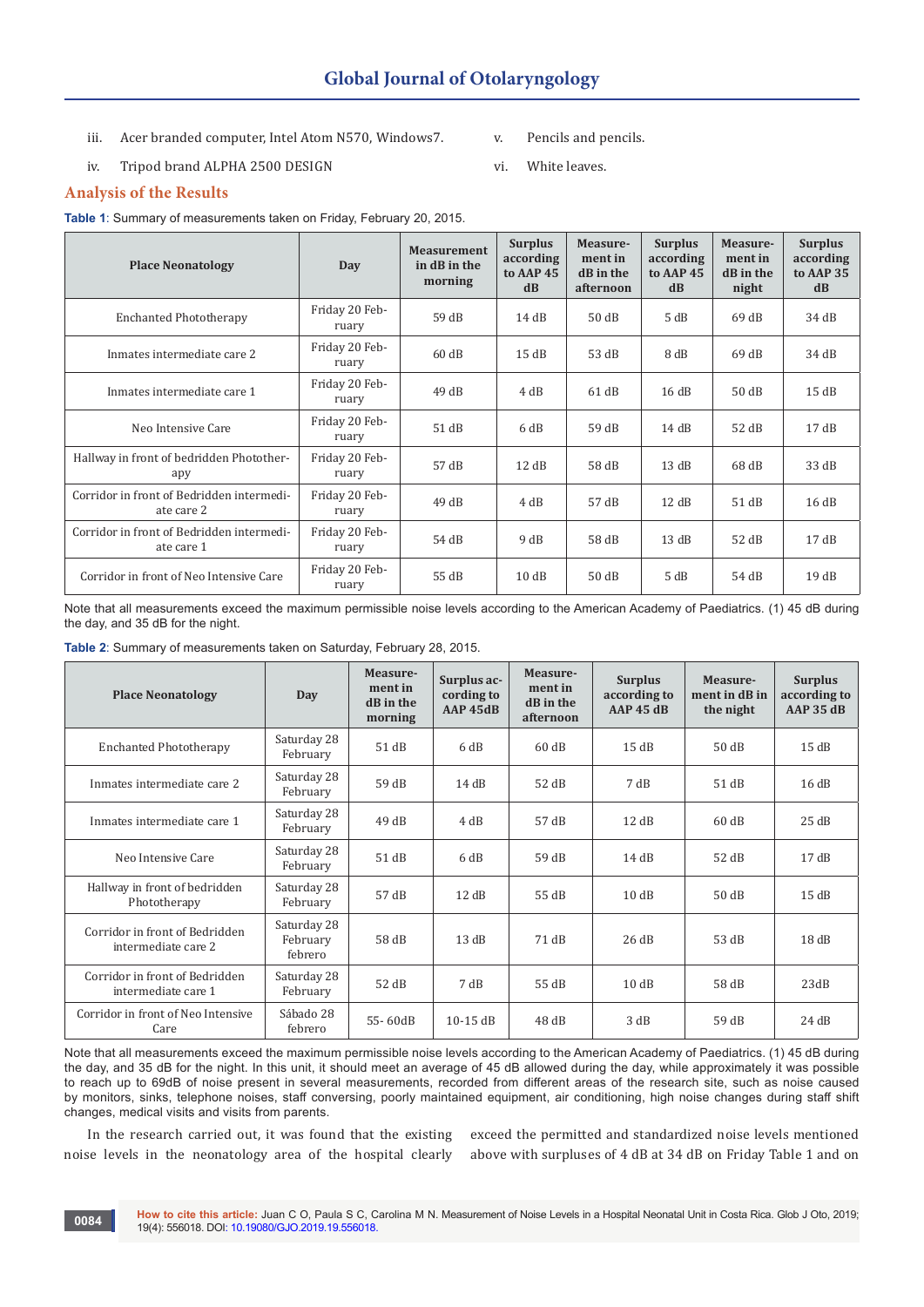iii. Acer branded computer, Intel Atom N570, Windows7.

iv. Tripod brand ALPHA 2500 DESIGN

v. Pencils and pencils.

vi. White leaves.

## Analysis of the Results

**Table 1**: Summary of measurements taken on Friday, February 20, 2015.

| Place Neonatology | Day | Measurement in dB in the morning | Surplus according to AAP 45 dB | Measurement in dB in the afternoon | Surplus according to AAP 45 dB | Measurement in dB in the night | Surplus according to AAP 35 dB |
|---|---|---|---|---|---|---|---|
| Enchanted Phototherapy | Friday 20 February | 59 dB | 14 dB | 50 dB | 5 dB | 69 dB | 34 dB |
| Inmates intermediate care 2 | Friday 20 February | 60 dB | 15 dB | 53 dB | 8 dB | 69 dB | 34 dB |
| Inmates intermediate care 1 | Friday 20 February | 49 dB | 4 dB | 61 dB | 16 dB | 50 dB | 15 dB |
| Neo Intensive Care | Friday 20 February | 51 dB | 6 dB | 59 dB | 14 dB | 52 dB | 17 dB |
| Hallway in front of bedridden Phototherapy | Friday 20 February | 57 dB | 12 dB | 58 dB | 13 dB | 68 dB | 33 dB |
| Corridor in front of Bedridden intermediate care 2 | Friday 20 February | 49 dB | 4 dB | 57 dB | 12 dB | 51 dB | 16 dB |
| Corridor in front of Bedridden intermediate care 1 | Friday 20 February | 54 dB | 9 dB | 58 dB | 13 dB | 52 dB | 17 dB |
| Corridor in front of Neo Intensive Care | Friday 20 February | 55 dB | 10 dB | 50 dB | 5 dB | 54 dB | 19 dB |

Note that all measurements exceed the maximum permissible noise levels according to the American Academy of Paediatrics. (1) 45 dB during the day, and 35 dB for the night.

**Table 2**: Summary of measurements taken on Saturday, February 28, 2015.

| Place Neonatology | Day | Measurement in dB in the morning | Surplus according to AAP 45dB | Measurement in dB in the afternoon | Surplus according to AAP 45 dB | Measurement in dB in the night | Surplus according to AAP 35 dB |
|---|---|---|---|---|---|---|---|
| Enchanted Phototherapy | Saturday 28 February | 51 dB | 6 dB | 60 dB | 15 dB | 50 dB | 15 dB |
| Inmates intermediate care 2 | Saturday 28 February | 59 dB | 14 dB | 52 dB | 7 dB | 51 dB | 16 dB |
| Inmates intermediate care 1 | Saturday 28 February | 49 dB | 4 dB | 57 dB | 12 dB | 60 dB | 25 dB |
| Neo Intensive Care | Saturday 28 February | 51 dB | 6 dB | 59 dB | 14 dB | 52 dB | 17 dB |
| Hallway in front of bedridden Phototherapy | Saturday 28 February | 57 dB | 12 dB | 55 dB | 10 dB | 50 dB | 15 dB |
| Corridor in front of Bedridden intermediate care 2 | Saturday 28 February febrero | 58 dB | 13 dB | 71 dB | 26 dB | 53 dB | 18 dB |
| Corridor in front of Bedridden intermediate care 1 | Saturday 28 February | 52 dB | 7 dB | 55 dB | 10 dB | 58 dB | 23dB |
| Corridor in front of Neo Intensive Care | Sábado 28 febrero | 55- 60dB | 10-15 dB | 48 dB | 3 dB | 59 dB | 24 dB |

Note that all measurements exceed the maximum permissible noise levels according to the American Academy of Paediatrics. (1) 45 dB during the day, and 35 dB for the night. In this unit, it should meet an average of 45 dB allowed during the day, while approximately it was possible to reach up to 69dB of noise present in several measurements, recorded from different areas of the research site, such as noise caused by monitors, sinks, telephone noises, staff conversing, poorly maintained equipment, air conditioning, high noise changes during staff shift changes, medical visits and visits from parents.

In the research carried out, it was found that the existing noise levels in the neonatology area of the hospital clearly exceed the permitted and standardized noise levels mentioned above with surpluses of 4 dB at 34 dB on Friday Table 1 and on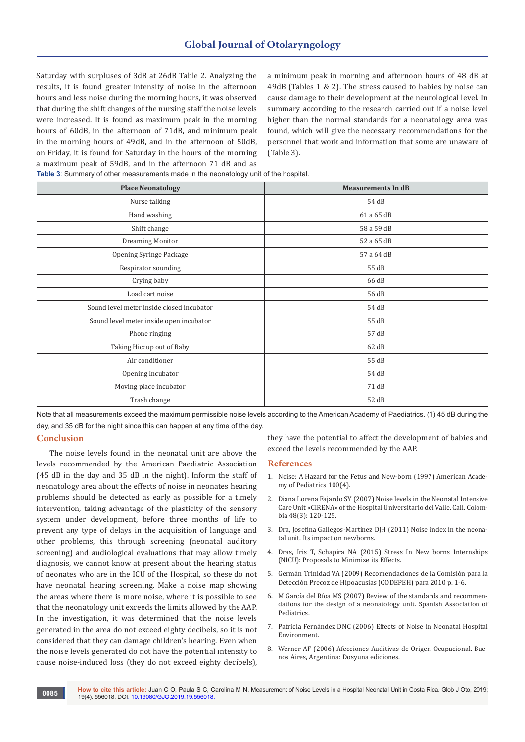Saturday with surpluses of 3dB at 26dB Table 2. Analyzing the results, it is found greater intensity of noise in the afternoon hours and less noise during the morning hours, it was observed that during the shift changes of the nursing staff the noise levels were increased. It is found as maximum peak in the morning hours of 60dB, in the afternoon of 71dB, and minimum peak in the morning hours of 49dB, and in the afternoon of 50dB, on Friday, it is found for Saturday in the hours of the morning a maximum peak of 59dB, and in the afternoon 71 dB and as a minimum peak in morning and afternoon hours of 48 dB at 49dB (Tables 1 & 2). The stress caused to babies by noise can cause damage to their development at the neurological level. In summary according to the research carried out if a noise level higher than the normal standards for a neonatology area was found, which will give the necessary recommendations for the personnel that work and information that some are unaware of (Table 3).

**Table 3**: Summary of other measurements made in the neonatology unit of the hospital.

| Place Neonatology | Measurements In dB |
|---|---|
| Nurse talking | 54 dB |
| Hand washing | 61 a 65 dB |
| Shift change | 58 a 59 dB |
| Dreaming Monitor | 52 a 65 dB |
| Opening Syringe Package | 57 a 64 dB |
| Respirator sounding | 55 dB |
| Crying baby | 66 dB |
| Load cart noise | 56 dB |
| Sound level meter inside closed incubator | 54 dB |
| Sound level meter inside open incubator | 55 dB |
| Phone ringing | 57 dB |
| Taking Hiccup out of Baby | 62 dB |
| Air conditioner | 55 dB |
| Opening Incubator | 54 dB |
| Moving place incubator | 71 dB |
| Trash change | 52 dB |

Note that all measurements exceed the maximum permissible noise levels according to the American Academy of Paediatrics. (1) 45 dB during the day, and 35 dB for the night since this can happen at any time of the day.

## Conclusion

The noise levels found in the neonatal unit are above the levels recommended by the American Paediatric Association (45 dB in the day and 35 dB in the night). Inform the staff of neonatology area about the effects of noise in neonates hearing problems should be detected as early as possible for a timely intervention, taking advantage of the plasticity of the sensory system under development, before three months of life to prevent any type of delays in the acquisition of language and other problems, this through screening (neonatal auditory screening) and audiological evaluations that may allow timely diagnosis, we cannot know at present about the hearing status of neonates who are in the ICU of the Hospital, so these do not have neonatal hearing screening. Make a noise map showing the areas where there is more noise, where it is possible to see that the neonatology unit exceeds the limits allowed by the AAP. In the investigation, it was determined that the noise levels generated in the area do not exceed eighty decibels, so it is not considered that they can damage children's hearing. Even when the noise levels generated do not have the potential intensity to cause noise-induced loss (they do not exceed eighty decibels), they have the potential to affect the development of babies and exceed the levels recommended by the AAP.

## References

1. Noise: A Hazard for the Fetus and New-born (1997) American Academy of Pediatrics 100(4).
2. Diana Lorena Fajardo SY (2007) Noise levels in the Neonatal Intensive Care Unit «CIRENA» of the Hospital Universitario del Valle, Cali, Colombia 48(3): 120-125.
3. Dra, Josefina Gallegos-Martínez DJH (2011) Noise index in the neonatal unit. Its impact on newborns.
4. Dras, Iris T, Schapira NA (2015) Stress In New borns Internships (NICU): Proposals to Minimize its Effects.
5. Germán Trinidad VA (2009) Recomendaciones de la Comisión para la Detección Precoz de Hipoacusias (CODEPEH) para 2010 p. 1-6.
6. M García del Ríoa MS (2007) Review of the standards and recommendations for the design of a neonatology unit. Spanish Association of Pediatrics.
7. Patricia Fernández DNC (2006) Effects of Noise in Neonatal Hospital Environment.
8. Werner AF (2006) Afecciones Auditivas de Origen Ocupacional. Buenos Aires, Argentina: Dosyuna ediciones.

**How to cite this article:** Juan C O, Paula S C, Carolina M N. Measurement of Noise Levels in a Hospital Neonatal Unit in Costa Rica. Glob J Oto, 2019; 19(4): 556018. DOI: 10.19080/GJO.2019.19.556018.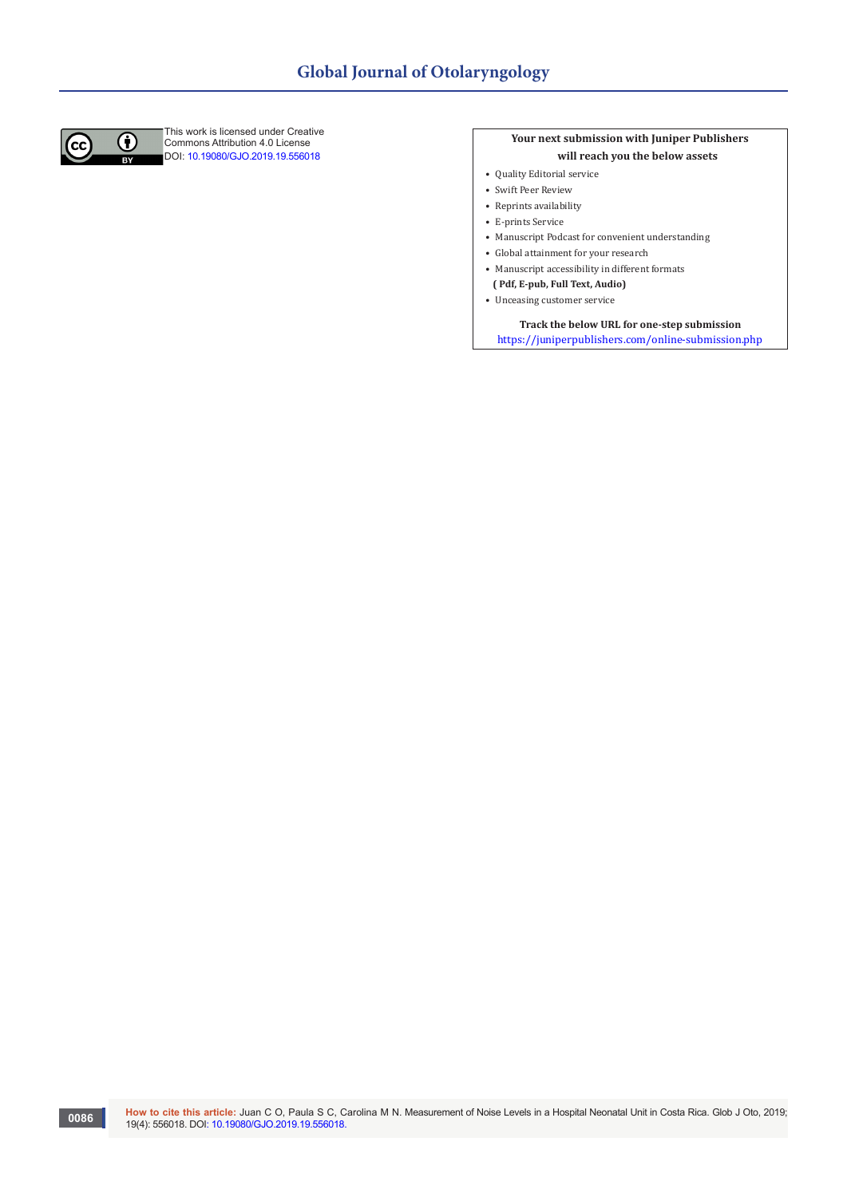This work is licensed under Creative Commons Attribution 4.0 License
DOI: 10.19080/GJO.2019.19.556018

**Your next submission with Juniper Publishers will reach you the below assets**

- Quality Editorial service
- Swift Peer Review
- Reprints availability
- E-prints Service
- Manuscript Podcast for convenient understanding
- Global attainment for your research
- Manuscript accessibility in different formats
  **( Pdf, E-pub, Full Text, Audio)**
- Unceasing customer service

**Track the below URL for one-step submission**
https://juniperpublishers.com/online-submission.php

**How to cite this article:** Juan C O, Paula S C, Carolina M N. Measurement of Noise Levels in a Hospital Neonatal Unit in Costa Rica. Glob J Oto, 2019; 19(4): 556018. DOI: 10.19080/GJO.2019.19.556018.